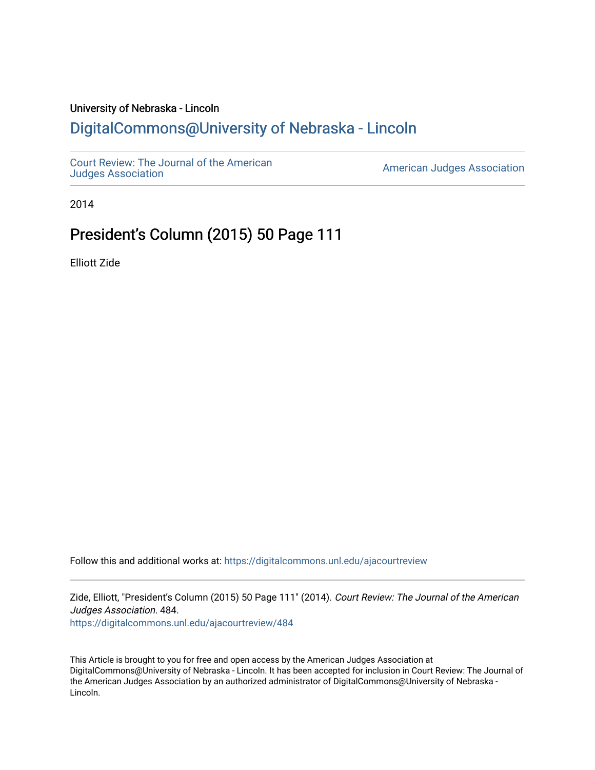University of Nebraska - Lincoln

## DigitalCommons@University of Nebraska - Lincoln

Court Review: The Journal of the American Judges Association

American Judges Association

2014

# President's Column (2015) 50 Page 111

Elliott Zide

Follow this and additional works at: https://digitalcommons.unl.edu/ajacourtreview

Zide, Elliott, "President's Column (2015) 50 Page 111" (2014). *Court Review: The Journal of the American Judges Association*. 484.
https://digitalcommons.unl.edu/ajacourtreview/484

This Article is brought to you for free and open access by the American Judges Association at DigitalCommons@University of Nebraska - Lincoln. It has been accepted for inclusion in Court Review: The Journal of the American Judges Association by an authorized administrator of DigitalCommons@University of Nebraska - Lincoln.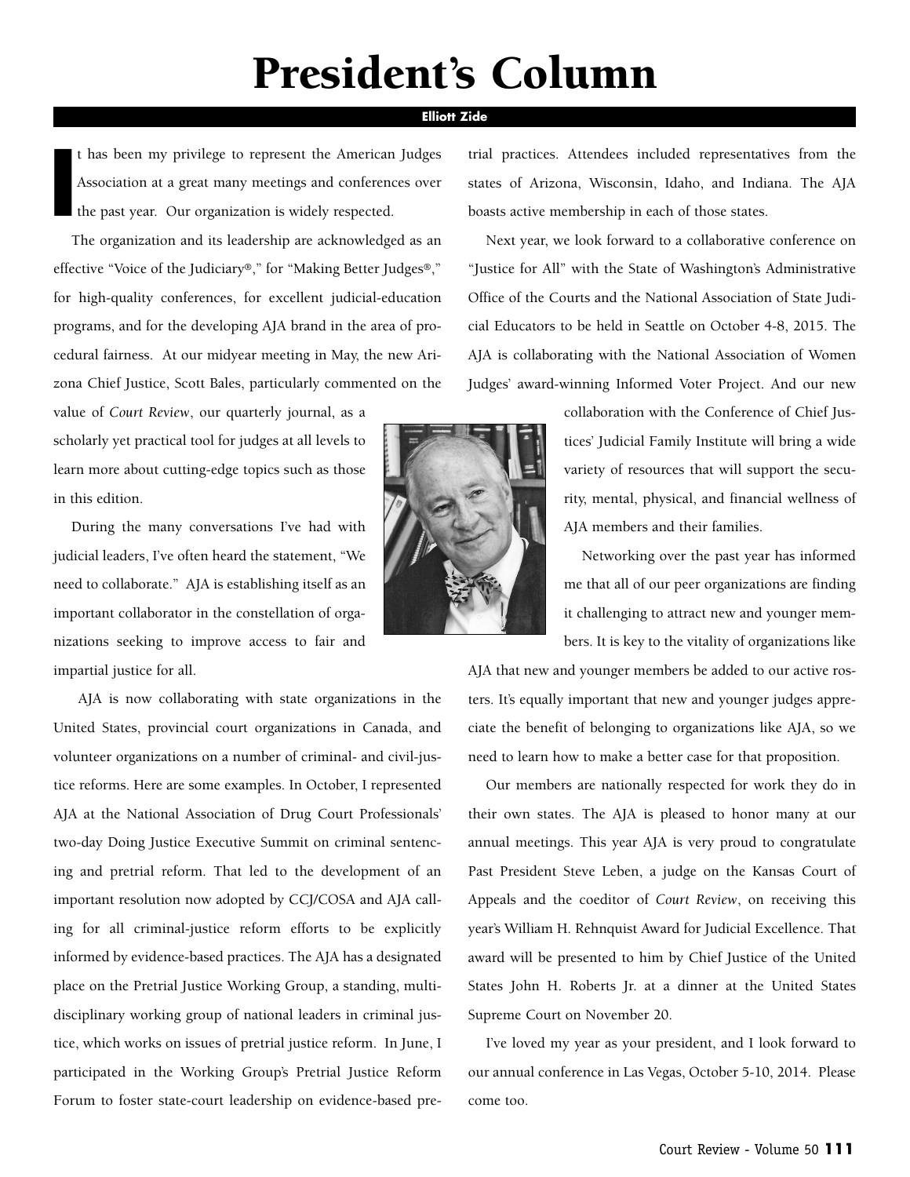# President's Column

**Elliott Zide**

It has been my privilege to represent the American Judges Association at a great many meetings and conferences over the past year. Our organization is widely respected.

The organization and its leadership are acknowledged as an effective "Voice of the Judiciary®," for "Making Better Judges®," for high-quality conferences, for excellent judicial-education programs, and for the developing AJA brand in the area of procedural fairness. At our midyear meeting in May, the new Arizona Chief Justice, Scott Bales, particularly commented on the value of *Court Review*, our quarterly journal, as a scholarly yet practical tool for judges at all levels to learn more about cutting-edge topics such as those in this edition.

During the many conversations I've had with judicial leaders, I've often heard the statement, "We need to collaborate." AJA is establishing itself as an important collaborator in the constellation of organizations seeking to improve access to fair and impartial justice for all.

AJA is now collaborating with state organizations in the United States, provincial court organizations in Canada, and volunteer organizations on a number of criminal- and civil-justice reforms. Here are some examples. In October, I represented AJA at the National Association of Drug Court Professionals' two-day Doing Justice Executive Summit on criminal sentencing and pretrial reform. That led to the development of an important resolution now adopted by CCJ/COSA and AJA calling for all criminal-justice reform efforts to be explicitly informed by evidence-based practices. The AJA has a designated place on the Pretrial Justice Working Group, a standing, multidisciplinary working group of national leaders in criminal justice, which works on issues of pretrial justice reform. In June, I participated in the Working Group's Pretrial Justice Reform Forum to foster state-court leadership on evidence-based pretrial practices. Attendees included representatives from the states of Arizona, Wisconsin, Idaho, and Indiana. The AJA boasts active membership in each of those states.

Next year, we look forward to a collaborative conference on "Justice for All" with the State of Washington's Administrative Office of the Courts and the National Association of State Judicial Educators to be held in Seattle on October 4-8, 2015. The AJA is collaborating with the National Association of Women Judges' award-winning Informed Voter Project. And our new collaboration with the Conference of Chief Justices' Judicial Family Institute will bring a wide variety of resources that will support the security, mental, physical, and financial wellness of AJA members and their families.

Networking over the past year has informed me that all of our peer organizations are finding it challenging to attract new and younger members. It is key to the vitality of organizations like AJA that new and younger members be added to our active rosters. It's equally important that new and younger judges appreciate the benefit of belonging to organizations like AJA, so we need to learn how to make a better case for that proposition.

Our members are nationally respected for work they do in their own states. The AJA is pleased to honor many at our annual meetings. This year AJA is very proud to congratulate Past President Steve Leben, a judge on the Kansas Court of Appeals and the coeditor of *Court Review*, on receiving this year's William H. Rehnquist Award for Judicial Excellence. That award will be presented to him by Chief Justice of the United States John H. Roberts Jr. at a dinner at the United States Supreme Court on November 20.

I've loved my year as your president, and I look forward to our annual conference in Las Vegas, October 5-10, 2014. Please come too.